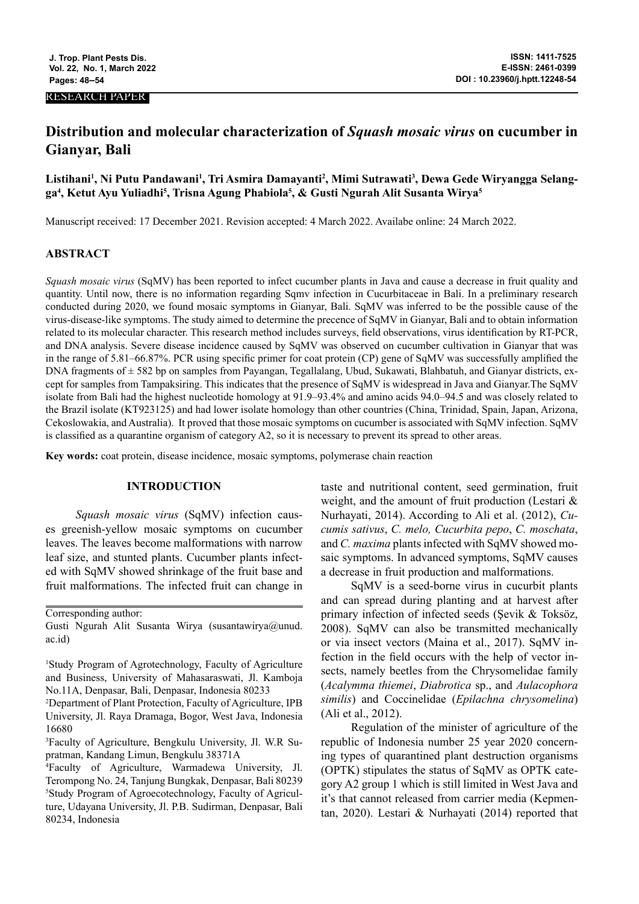RESEARCH PAPER

# Distribution and molecular characterization of *Squash mosaic virus* on cucumber in Gianyar, Bali

**Listihani[1], Ni Putu Pandawani[1], Tri Asmira Damayanti[2], Mimi Sutrawati[3], Dewa Gede Wiryangga Selangga[4], Ketut Ayu Yuliadhi[5], Trisna Agung Phabiola[5], & Gusti Ngurah Alit Susanta Wirya[5]**

Manuscript received: 17 December 2021. Revision accepted: 4 March 2022. Availabe online: 24 March 2022.

## ABSTRACT

*Squash mosaic virus* (SqMV) has been reported to infect cucumber plants in Java and cause a decrease in fruit quality and quantity. Until now, there is no information regarding Sqmv infection in Cucurbitaceae in Bali. In a preliminary research conducted during 2020, we found mosaic symptoms in Gianyar, Bali. SqMV was inferred to be the possible cause of the virus-disease-like symptoms. The study aimed to determine the precence of SqMV in Gianyar, Bali and to obtain information related to its molecular character. This research method includes surveys, field observations, virus identification by RT-PCR, and DNA analysis. Severe disease incidence caused by SqMV was observed on cucumber cultivation in Gianyar that was in the range of 5.81–66.87%. PCR using specific primer for coat protein (CP) gene of SqMV was successfully amplified the DNA fragments of ± 582 bp on samples from Payangan, Tegallalang, Ubud, Sukawati, Blahbatuh, and Gianyar districts, except for samples from Tampaksiring. This indicates that the presence of SqMV is widespread in Java and Gianyar.The SqMV isolate from Bali had the highest nucleotide homology at 91.9–93.4% and amino acids 94.0–94.5 and was closely related to the Brazil isolate (KT923125) and had lower isolate homology than other countries (China, Trinidad, Spain, Japan, Arizona, Cekoslowakia, and Australia). It proved that those mosaic symptoms on cucumber is associated with SqMV infection. SqMV is classified as a quarantine organism of category A2, so it is necessary to prevent its spread to other areas.

**Key words:** coat protein, disease incidence, mosaic symptoms, polymerase chain reaction

## INTRODUCTION

*Squash mosaic virus* (SqMV) infection causes greenish-yellow mosaic symptoms on cucumber leaves. The leaves become malformations with narrow leaf size, and stunted plants. Cucumber plants infected with SqMV showed shrinkage of the fruit base and fruit malformations. The infected fruit can change in taste and nutritional content, seed germination, fruit weight, and the amount of fruit production (Lestari & Nurhayati, 2014). According to Ali et al. (2012), *Cucumis sativus*, *C. melo, Cucurbita pepo*, *C. moschata*, and *C. maxima* plants infected with SqMV showed mosaic symptoms. In advanced symptoms, SqMV causes a decrease in fruit production and malformations.

SqMV is a seed-borne virus in cucurbit plants and can spread during planting and at harvest after primary infection of infected seeds (Şevik & Toksöz, 2008). SqMV can also be transmitted mechanically or via insect vectors (Maina et al., 2017). SqMV infection in the field occurs with the help of vector insects, namely beetles from the Chrysomelidae family (*Acalymma thiemei*, *Diabrotica* sp., and *Aulacophora similis*) and Coccinelidae (*Epilachna chrysomelina*) (Ali et al., 2012).

Regulation of the minister of agriculture of the republic of Indonesia number 25 year 2020 concerning types of quarantined plant destruction organisms (OPTK) stipulates the status of SqMV as OPTK category A2 group 1 which is still limited in West Java and it's that cannot released from carrier media (Kepmentan, 2020). Lestari & Nurhayati (2014) reported that

---

Corresponding author:
Gusti Ngurah Alit Susanta Wirya (susantawirya@unud.ac.id)

[1]Study Program of Agrotechnology, Faculty of Agriculture and Business, University of Mahasaraswati, Jl. Kamboja No.11A, Denpasar, Bali, Denpasar, Indonesia 80233

[2]Department of Plant Protection, Faculty of Agriculture, IPB University, Jl. Raya Dramaga, Bogor, West Java, Indonesia 16680

[3]Faculty of Agriculture, Bengkulu University, Jl. W.R Supratman, Kandang Limun, Bengkulu 38371A

[4]Faculty of Agriculture, Warmadewa University, Jl. Terompong No. 24, Tanjung Bungkak, Denpasar, Bali 80239

[5]Study Program of Agroecotechnology, Faculty of Agriculture, Udayana University, Jl. P.B. Sudirman, Denpasar, Bali 80234, Indonesia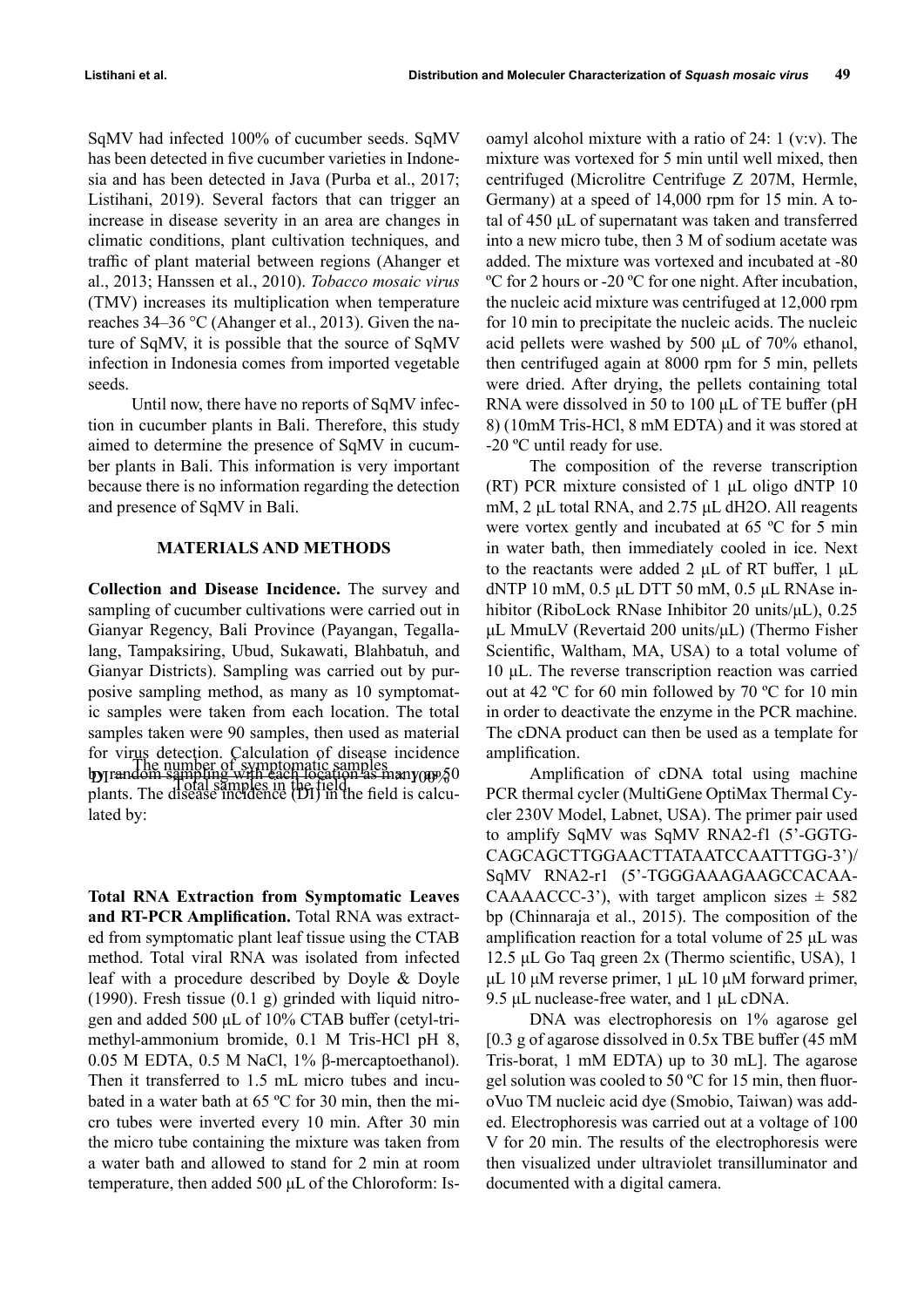SqMV had infected 100% of cucumber seeds. SqMV has been detected in five cucumber varieties in Indonesia and has been detected in Java (Purba et al., 2017; Listihani, 2019). Several factors that can trigger an increase in disease severity in an area are changes in climatic conditions, plant cultivation techniques, and traffic of plant material between regions (Ahanger et al., 2013; Hanssen et al., 2010). *Tobacco mosaic virus* (TMV) increases its multiplication when temperature reaches 34–36 °C (Ahanger et al., 2013). Given the nature of SqMV, it is possible that the source of SqMV infection in Indonesia comes from imported vegetable seeds.

Until now, there have no reports of SqMV infection in cucumber plants in Bali. Therefore, this study aimed to determine the presence of SqMV in cucumber plants in Bali. This information is very important because there is no information regarding the detection and presence of SqMV in Bali.

## MATERIALS AND METHODS

**Collection and Disease Incidence.** The survey and sampling of cucumber cultivations were carried out in Gianyar Regency, Bali Province (Payangan, Tegallalang, Tampaksiring, Ubud, Sukawati, Blahbatuh, and Gianyar Districts). Sampling was carried out by purposive sampling method, as many as 10 symptomatic samples were taken from each location. The total samples taken were 90 samples, then used as material for virus detection. Calculation of disease incidence by random sampling with each location as many as 50 plants. The disease incidence (DI) in the field is calculated by:

$$DI = \frac{\text{The number of symptomatic samples}}{\text{Total samples in the field}} \times 100\%$$

**Total RNA Extraction from Symptomatic Leaves and RT-PCR Amplification.** Total RNA was extracted from symptomatic plant leaf tissue using the CTAB method. Total viral RNA was isolated from infected leaf with a procedure described by Doyle & Doyle (1990). Fresh tissue (0.1 g) grinded with liquid nitrogen and added 500 µL of 10% CTAB buffer (cetyl-trimethyl-ammonium bromide, 0.1 M Tris-HCl pH 8, 0.05 M EDTA, 0.5 M NaCl, 1% β-mercaptoethanol). Then it transferred to 1.5 mL micro tubes and incubated in a water bath at 65 ºC for 30 min, then the micro tubes were inverted every 10 min. After 30 min the micro tube containing the mixture was taken from a water bath and allowed to stand for 2 min at room temperature, then added 500 µL of the Chloroform: Isoamyl alcohol mixture with a ratio of 24: 1 (v:v). The mixture was vortexed for 5 min until well mixed, then centrifuged (Microlitre Centrifuge Z 207M, Hermle, Germany) at a speed of 14,000 rpm for 15 min. A total of 450 µL of supernatant was taken and transferred into a new micro tube, then 3 M of sodium acetate was added. The mixture was vortexed and incubated at -80 ºC for 2 hours or -20 ºC for one night. After incubation, the nucleic acid mixture was centrifuged at 12,000 rpm for 10 min to precipitate the nucleic acids. The nucleic acid pellets were washed by 500 µL of 70% ethanol, then centrifuged again at 8000 rpm for 5 min, pellets were dried. After drying, the pellets containing total RNA were dissolved in 50 to 100 µL of TE buffer (pH 8) (10mM Tris-HCl, 8 mM EDTA) and it was stored at -20 ºC until ready for use.

The composition of the reverse transcription (RT) PCR mixture consisted of 1 µL oligo dNTP 10 mM, 2 µL total RNA, and 2.75 µL dH2O. All reagents were vortex gently and incubated at 65 ºC for 5 min in water bath, then immediately cooled in ice. Next to the reactants were added 2 µL of RT buffer, 1 µL dNTP 10 mM, 0.5 µL DTT 50 mM, 0.5 µL RNAse inhibitor (RiboLock RNase Inhibitor 20 units/µL), 0.25 µL MmuLV (Revertaid 200 units/µL) (Thermo Fisher Scientific, Waltham, MA, USA) to a total volume of 10 µL. The reverse transcription reaction was carried out at 42 ºC for 60 min followed by 70 ºC for 10 min in order to deactivate the enzyme in the PCR machine. The cDNA product can then be used as a template for amplification.

Amplification of cDNA total using machine PCR thermal cycler (MultiGene OptiMax Thermal Cycler 230V Model, Labnet, USA). The primer pair used to amplify SqMV was SqMV RNA2-f1 (5'-GGTGCAGCAGCTTGGAACTTATAATCCAATTTGG-3')/SqMV RNA2-r1 (5'-TGGGAAAGAAGCCACAACAAAACCC-3'), with target amplicon sizes ± 582 bp (Chinnaraja et al., 2015). The composition of the amplification reaction for a total volume of 25 µL was 12.5 µL Go Taq green 2x (Thermo scientific, USA), 1 µL 10 µM reverse primer, 1 µL 10 µM forward primer, 9.5 µL nuclease-free water, and 1 µL cDNA.

DNA was electrophoresis on 1% agarose gel [0.3 g of agarose dissolved in 0.5x TBE buffer (45 mM Tris-borat, 1 mM EDTA) up to 30 mL]. The agarose gel solution was cooled to 50 ºC for 15 min, then fluoroVuo TM nucleic acid dye (Smobio, Taiwan) was added. Electrophoresis was carried out at a voltage of 100 V for 20 min. The results of the electrophoresis were then visualized under ultraviolet transilluminator and documented with a digital camera.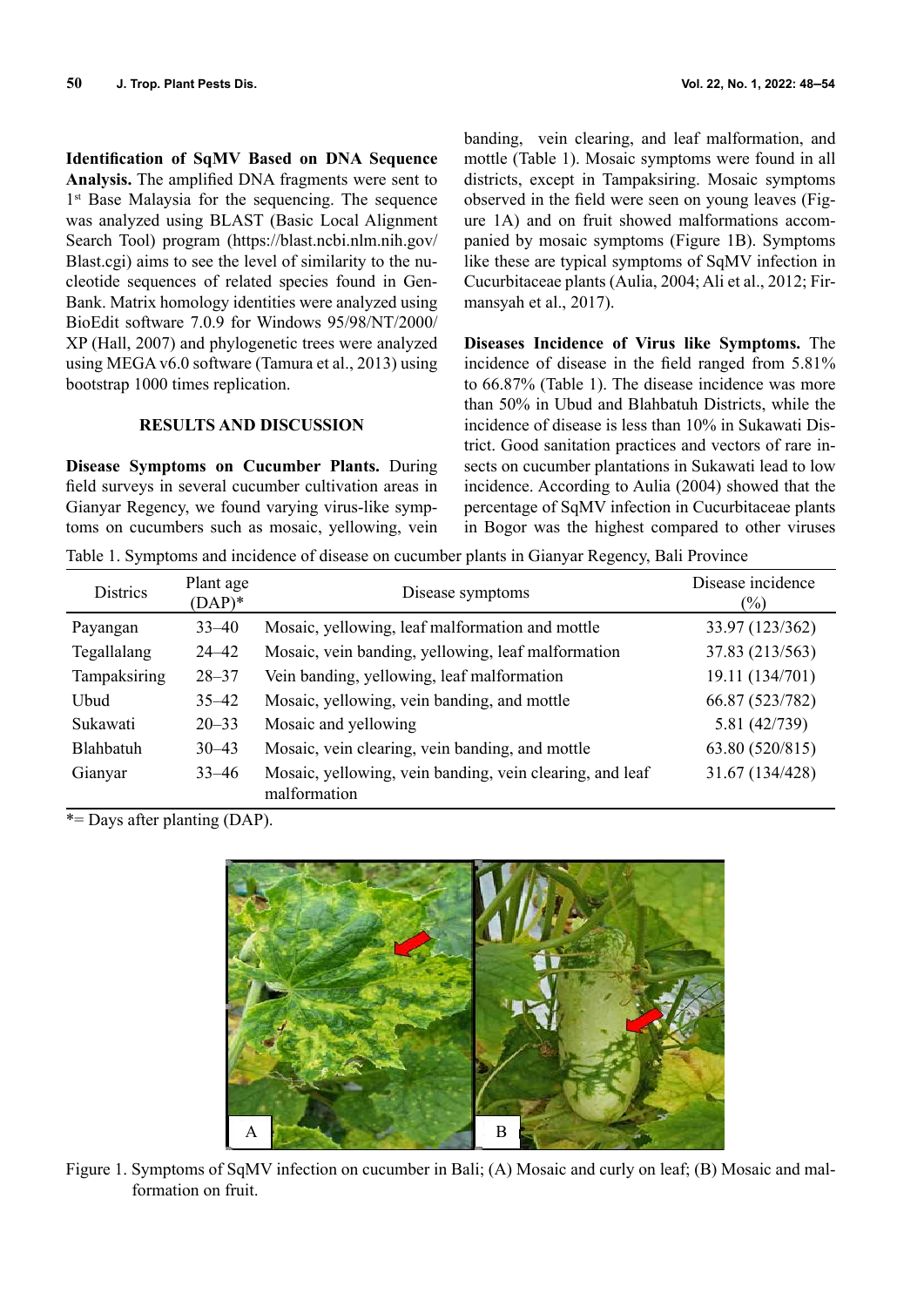**Identification of SqMV Based on DNA Sequence Analysis.** The amplified DNA fragments were sent to 1st Base Malaysia for the sequencing. The sequence was analyzed using BLAST (Basic Local Alignment Search Tool) program (https://blast.ncbi.nlm.nih.gov/Blast.cgi) aims to see the level of similarity to the nucleotide sequences of related species found in GenBank. Matrix homology identities were analyzed using BioEdit software 7.0.9 for Windows 95/98/NT/2000/XP (Hall, 2007) and phylogenetic trees were analyzed using MEGA v6.0 software (Tamura et al., 2013) using bootstrap 1000 times replication.

## RESULTS AND DISCUSSION

**Disease Symptoms on Cucumber Plants.** During field surveys in several cucumber cultivation areas in Gianyar Regency, we found varying virus-like symptoms on cucumbers such as mosaic, yellowing, vein banding, vein clearing, and leaf malformation, and mottle (Table 1). Mosaic symptoms were found in all districts, except in Tampaksiring. Mosaic symptoms observed in the field were seen on young leaves (Figure 1A) and on fruit showed malformations accompanied by mosaic symptoms (Figure 1B). Symptoms like these are typical symptoms of SqMV infection in Cucurbitaceae plants (Aulia, 2004; Ali et al., 2012; Firmansyah et al., 2017).

**Diseases Incidence of Virus like Symptoms.** The incidence of disease in the field ranged from 5.81% to 66.87% (Table 1). The disease incidence was more than 50% in Ubud and Blahbatuh Districts, while the incidence of disease is less than 10% in Sukawati District. Good sanitation practices and vectors of rare insects on cucumber plantations in Sukawati lead to low incidence. According to Aulia (2004) showed that the percentage of SqMV infection in Cucurbitaceae plants in Bogor was the highest compared to other viruses

Table 1. Symptoms and incidence of disease on cucumber plants in Gianyar Regency, Bali Province

| Districs | Plant age (DAP)* | Disease symptoms | Disease incidence (%) |
|---|---|---|---|
| Payangan | 33–40 | Mosaic, yellowing, leaf malformation and mottle | 33.97 (123/362) |
| Tegallalang | 24–42 | Mosaic, vein banding, yellowing, leaf malformation | 37.83 (213/563) |
| Tampaksiring | 28–37 | Vein banding, yellowing, leaf malformation | 19.11 (134/701) |
| Ubud | 35–42 | Mosaic, yellowing, vein banding, and mottle | 66.87 (523/782) |
| Sukawati | 20–33 | Mosaic and yellowing | 5.81 (42/739) |
| Blahbatuh | 30–43 | Mosaic, vein clearing, vein banding, and mottle | 63.80 (520/815) |
| Gianyar | 33–46 | Mosaic, yellowing, vein banding, vein clearing, and leaf malformation | 31.67 (134/428) |

*= Days after planting (DAP).

Figure 1. Symptoms of SqMV infection on cucumber in Bali; (A) Mosaic and curly on leaf; (B) Mosaic and malformation on fruit.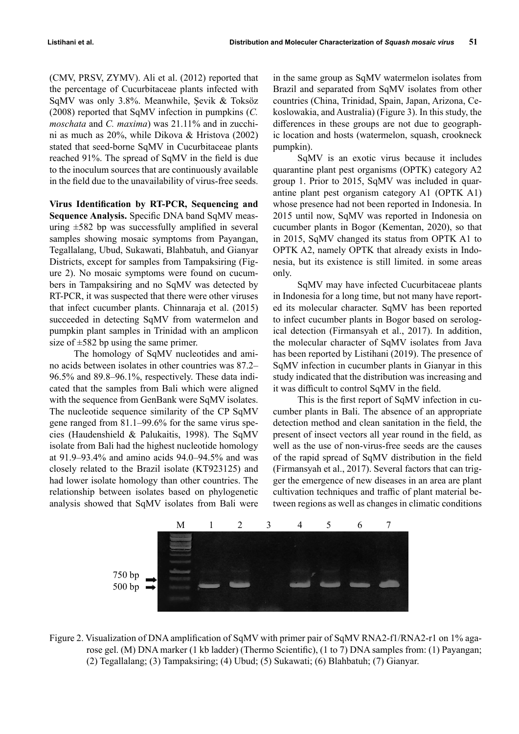(CMV, PRSV, ZYMV). Ali et al. (2012) reported that the percentage of Cucurbitaceae plants infected with SqMV was only 3.8%. Meanwhile, Şevik & Toksöz (2008) reported that SqMV infection in pumpkins (*C. moschata* and *C. maxima*) was 21.11% and in zucchini as much as 20%, while Dikova & Hristova (2002) stated that seed-borne SqMV in Cucurbitaceae plants reached 91%. The spread of SqMV in the field is due to the inoculum sources that are continuously available in the field due to the unavailability of virus-free seeds.

**Virus Identification by RT-PCR, Sequencing and Sequence Analysis.** Specific DNA band SqMV measuring ±582 bp was successfully amplified in several samples showing mosaic symptoms from Payangan, Tegallalang, Ubud, Sukawati, Blahbatuh, and Gianyar Districts, except for samples from Tampaksiring (Figure 2). No mosaic symptoms were found on cucumbers in Tampaksiring and no SqMV was detected by RT-PCR, it was suspected that there were other viruses that infect cucumber plants. Chinnaraja et al. (2015) succeeded in detecting SqMV from watermelon and pumpkin plant samples in Trinidad with an amplicon size of ±582 bp using the same primer.

The homology of SqMV nucleotides and amino acids between isolates in other countries was 87.2–96.5% and 89.8–96.1%, respectively. These data indicated that the samples from Bali which were aligned with the sequence from GenBank were SqMV isolates. The nucleotide sequence similarity of the CP SqMV gene ranged from 81.1–99.6% for the same virus species (Haudenshield & Palukaitis, 1998). The SqMV isolate from Bali had the highest nucleotide homology at 91.9–93.4% and amino acids 94.0–94.5% and was closely related to the Brazil isolate (KT923125) and had lower isolate homology than other countries. The relationship between isolates based on phylogenetic analysis showed that SqMV isolates from Bali were in the same group as SqMV watermelon isolates from Brazil and separated from SqMV isolates from other countries (China, Trinidad, Spain, Japan, Arizona, Cekoslowakia, and Australia) (Figure 3). In this study, the differences in these groups are not due to geographic location and hosts (watermelon, squash, crookneck pumpkin).

SqMV is an exotic virus because it includes quarantine plant pest organisms (OPTK) category A2 group 1. Prior to 2015, SqMV was included in quarantine plant pest organism category A1 (OPTK A1) whose presence had not been reported in Indonesia. In 2015 until now, SqMV was reported in Indonesia on cucumber plants in Bogor (Kementan, 2020), so that in 2015, SqMV changed its status from OPTK A1 to OPTK A2, namely OPTK that already exists in Indonesia, but its existence is still limited. in some areas only.

SqMV may have infected Cucurbitaceae plants in Indonesia for a long time, but not many have reported its molecular character. SqMV has been reported to infect cucumber plants in Bogor based on serological detection (Firmansyah et al., 2017). In addition, the molecular character of SqMV isolates from Java has been reported by Listihani (2019). The presence of SqMV infection in cucumber plants in Gianyar in this study indicated that the distribution was increasing and it was difficult to control SqMV in the field.

This is the first report of SqMV infection in cucumber plants in Bali. The absence of an appropriate detection method and clean sanitation in the field, the present of insect vectors all year round in the field, as well as the use of non-virus-free seeds are the causes of the rapid spread of SqMV distribution in the field (Firmansyah et al., 2017). Several factors that can trigger the emergence of new diseases in an area are plant cultivation techniques and traffic of plant material between regions as well as changes in climatic conditions

Figure 2. Visualization of DNA amplification of SqMV with primer pair of SqMV RNA2-f1/RNA2-r1 on 1% agarose gel. (M) DNA marker (1 kb ladder) (Thermo Scientific), (1 to 7) DNA samples from: (1) Payangan; (2) Tegallalang; (3) Tampaksiring; (4) Ubud; (5) Sukawati; (6) Blahbatuh; (7) Gianyar.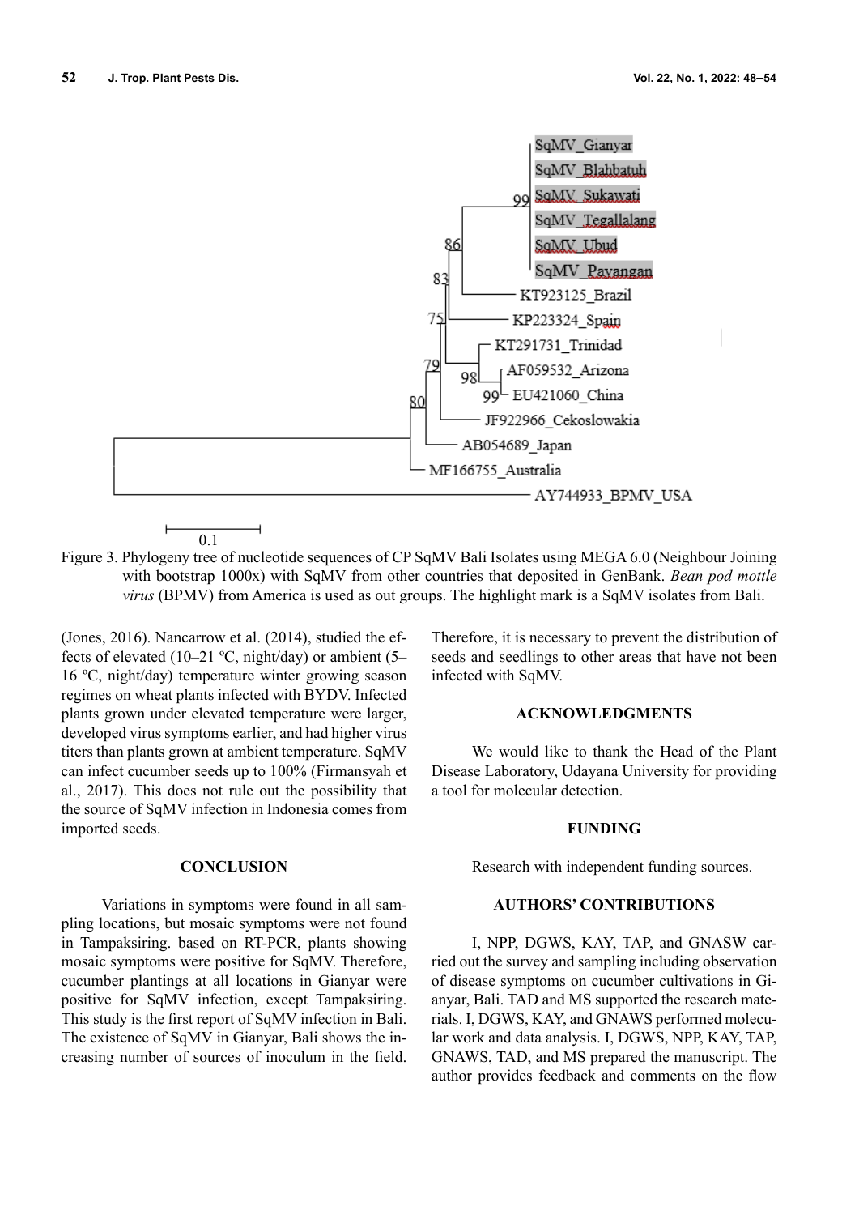Figure 3. Phylogeny tree of nucleotide sequences of CP SqMV Bali Isolates using MEGA 6.0 (Neighbour Joining with bootstrap 1000x) with SqMV from other countries that deposited in GenBank. *Bean pod mottle virus* (BPMV) from America is used as out groups. The highlight mark is a SqMV isolates from Bali.

(Jones, 2016). Nancarrow et al. (2014), studied the effects of elevated (10–21 ºC, night/day) or ambient (5–16 ºC, night/day) temperature winter growing season regimes on wheat plants infected with BYDV. Infected plants grown under elevated temperature were larger, developed virus symptoms earlier, and had higher virus titers than plants grown at ambient temperature. SqMV can infect cucumber seeds up to 100% (Firmansyah et al., 2017). This does not rule out the possibility that the source of SqMV infection in Indonesia comes from imported seeds.

## CONCLUSION

Variations in symptoms were found in all sampling locations, but mosaic symptoms were not found in Tampaksiring. based on RT-PCR, plants showing mosaic symptoms were positive for SqMV. Therefore, cucumber plantings at all locations in Gianyar were positive for SqMV infection, except Tampaksiring. This study is the first report of SqMV infection in Bali. The existence of SqMV in Gianyar, Bali shows the increasing number of sources of inoculum in the field. Therefore, it is necessary to prevent the distribution of seeds and seedlings to other areas that have not been infected with SqMV.

## ACKNOWLEDGMENTS

We would like to thank the Head of the Plant Disease Laboratory, Udayana University for providing a tool for molecular detection.

## FUNDING

Research with independent funding sources.

## AUTHORS' CONTRIBUTIONS

I, NPP, DGWS, KAY, TAP, and GNASW carried out the survey and sampling including observation of disease symptoms on cucumber cultivations in Gianyar, Bali. TAD and MS supported the research materials. I, DGWS, KAY, and GNAWS performed molecular work and data analysis. I, DGWS, NPP, KAY, TAP, GNAWS, TAD, and MS prepared the manuscript. The author provides feedback and comments on the flow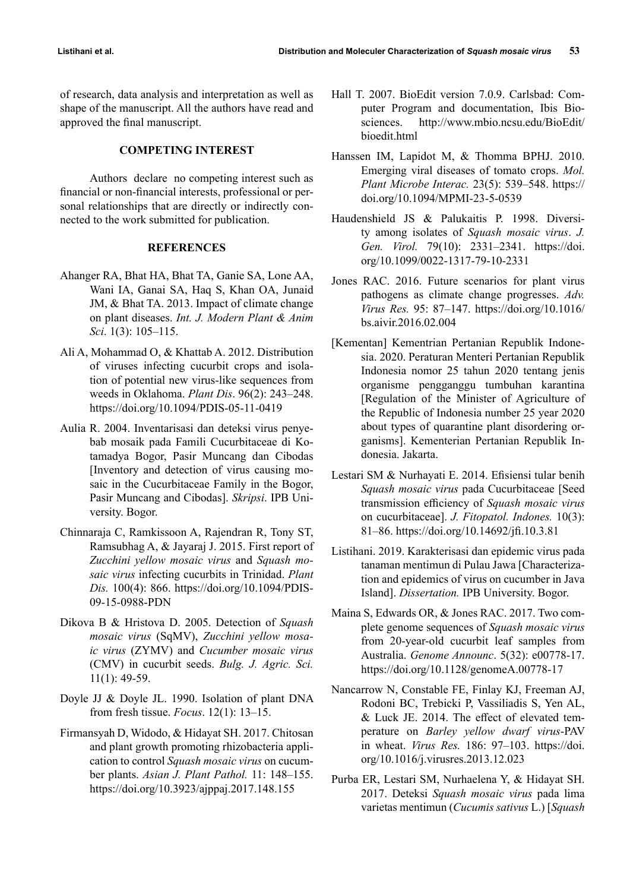of research, data analysis and interpretation as well as shape of the manuscript. All the authors have read and approved the final manuscript.

## COMPETING INTEREST

Authors declare no competing interest such as financial or non-financial interests, professional or personal relationships that are directly or indirectly connected to the work submitted for publication.

## REFERENCES

Ahanger RA, Bhat HA, Bhat TA, Ganie SA, Lone AA, Wani IA, Ganai SA, Haq S, Khan OA, Junaid JM, & Bhat TA. 2013. Impact of climate change on plant diseases. *Int. J. Modern Plant & Anim Sci*. 1(3): 105–115.

Ali A, Mohammad O, & Khattab A. 2012. Distribution of viruses infecting cucurbit crops and isolation of potential new virus-like sequences from weeds in Oklahoma. *Plant Dis*. 96(2): 243–248. https://doi.org/10.1094/PDIS-05-11-0419

Aulia R. 2004. Inventarisasi dan deteksi virus penyebab mosaik pada Famili Cucurbitaceae di Kotamadya Bogor, Pasir Muncang dan Cibodas [Inventory and detection of virus causing mosaic in the Cucurbitaceae Family in the Bogor, Pasir Muncang and Cibodas]. *Skripsi*. IPB University. Bogor.

Chinnaraja C, Ramkissoon A, Rajendran R, Tony ST, Ramsubhag A, & Jayaraj J. 2015. First report of *Zucchini yellow mosaic virus* and *Squash mosaic virus* infecting cucurbits in Trinidad. *Plant Dis.* 100(4): 866. https://doi.org/10.1094/PDIS-09-15-0988-PDN

Dikova B & Hristova D. 2005. Detection of *Squash mosaic virus* (SqMV), *Zucchini yellow mosaic virus* (ZYMV) and *Cucumber mosaic virus* (CMV) in cucurbit seeds. *Bulg. J. Agric. Sci.* 11(1): 49-59.

Doyle JJ & Doyle JL. 1990. Isolation of plant DNA from fresh tissue. *Focus*. 12(1): 13–15.

Firmansyah D, Widodo, & Hidayat SH. 2017. Chitosan and plant growth promoting rhizobacteria application to control *Squash mosaic virus* on cucumber plants. *Asian J. Plant Pathol.* 11: 148–155. https://doi.org/10.3923/ajppaj.2017.148.155

Hall T. 2007. BioEdit version 7.0.9. Carlsbad: Computer Program and documentation, Ibis Biosciences. http://www.mbio.ncsu.edu/BioEdit/bioedit.html

Hanssen IM, Lapidot M, & Thomma BPHJ. 2010. Emerging viral diseases of tomato crops. *Mol. Plant Microbe Interac.* 23(5): 539–548. https://doi.org/10.1094/MPMI-23-5-0539

Haudenshield JS & Palukaitis P. 1998. Diversity among isolates of *Squash mosaic virus*. *J. Gen. Virol.* 79(10): 2331–2341. https://doi.org/10.1099/0022-1317-79-10-2331

Jones RAC. 2016. Future scenarios for plant virus pathogens as climate change progresses. *Adv. Virus Res.* 95: 87–147. https://doi.org/10.1016/bs.aivir.2016.02.004

[Kementan] Kementrian Pertanian Republik Indonesia. 2020. Peraturan Menteri Pertanian Republik Indonesia nomor 25 tahun 2020 tentang jenis organisme pengganggu tumbuhan karantina [Regulation of the Minister of Agriculture of the Republic of Indonesia number 25 year 2020 about types of quarantine plant disordering organisms]. Kementerian Pertanian Republik Indonesia. Jakarta.

Lestari SM & Nurhayati E. 2014. Efisiensi tular benih *Squash mosaic virus* pada Cucurbitaceae [Seed transmission efficiency of *Squash mosaic virus* on cucurbitaceae]. *J. Fitopatol. Indones.* 10(3): 81–86. https://doi.org/10.14692/jfi.10.3.81

Listihani. 2019. Karakterisasi dan epidemic virus pada tanaman mentimun di Pulau Jawa [Characterization and epidemics of virus on cucumber in Java Island]. *Dissertation.* IPB University. Bogor.

Maina S, Edwards OR, & Jones RAC. 2017. Two complete genome sequences of *Squash mosaic virus* from 20-year-old cucurbit leaf samples from Australia. *Genome Announc*. 5(32): e00778-17. https://doi.org/10.1128/genomeA.00778-17

Nancarrow N, Constable FE, Finlay KJ, Freeman AJ, Rodoni BC, Trebicki P, Vassiliadis S, Yen AL, & Luck JE. 2014. The effect of elevated temperature on *Barley yellow dwarf virus*-PAV in wheat. *Virus Res.* 186: 97–103. https://doi.org/10.1016/j.virusres.2013.12.023

Purba ER, Lestari SM, Nurhaelena Y, & Hidayat SH. 2017. Deteksi *Squash mosaic virus* pada lima varietas mentimun (*Cucumis sativus* L.) [*Squash*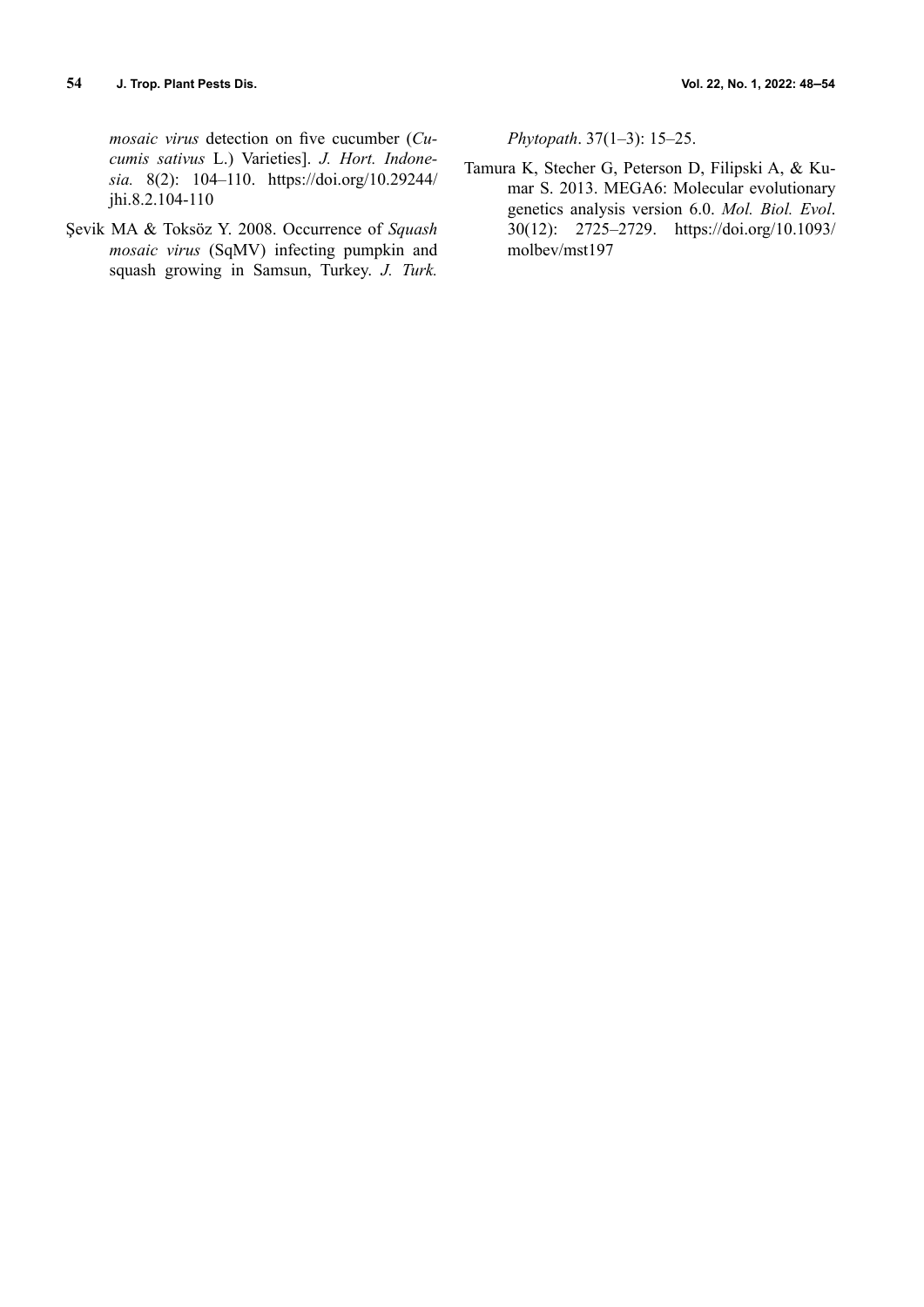*mosaic virus* detection on five cucumber (*Cucumis sativus* L.) Varieties]. *J. Hort. Indonesia.* 8(2): 104–110. https://doi.org/10.29244/jhi.8.2.104-110

Şevik MA & Toksöz Y. 2008. Occurrence of *Squash mosaic virus* (SqMV) infecting pumpkin and squash growing in Samsun, Turkey. *J. Turk. Phytopath*. 37(1–3): 15–25.

Tamura K, Stecher G, Peterson D, Filipski A, & Kumar S. 2013. MEGA6: Molecular evolutionary genetics analysis version 6.0. *Mol. Biol. Evol*. 30(12): 2725–2729. https://doi.org/10.1093/molbev/mst197